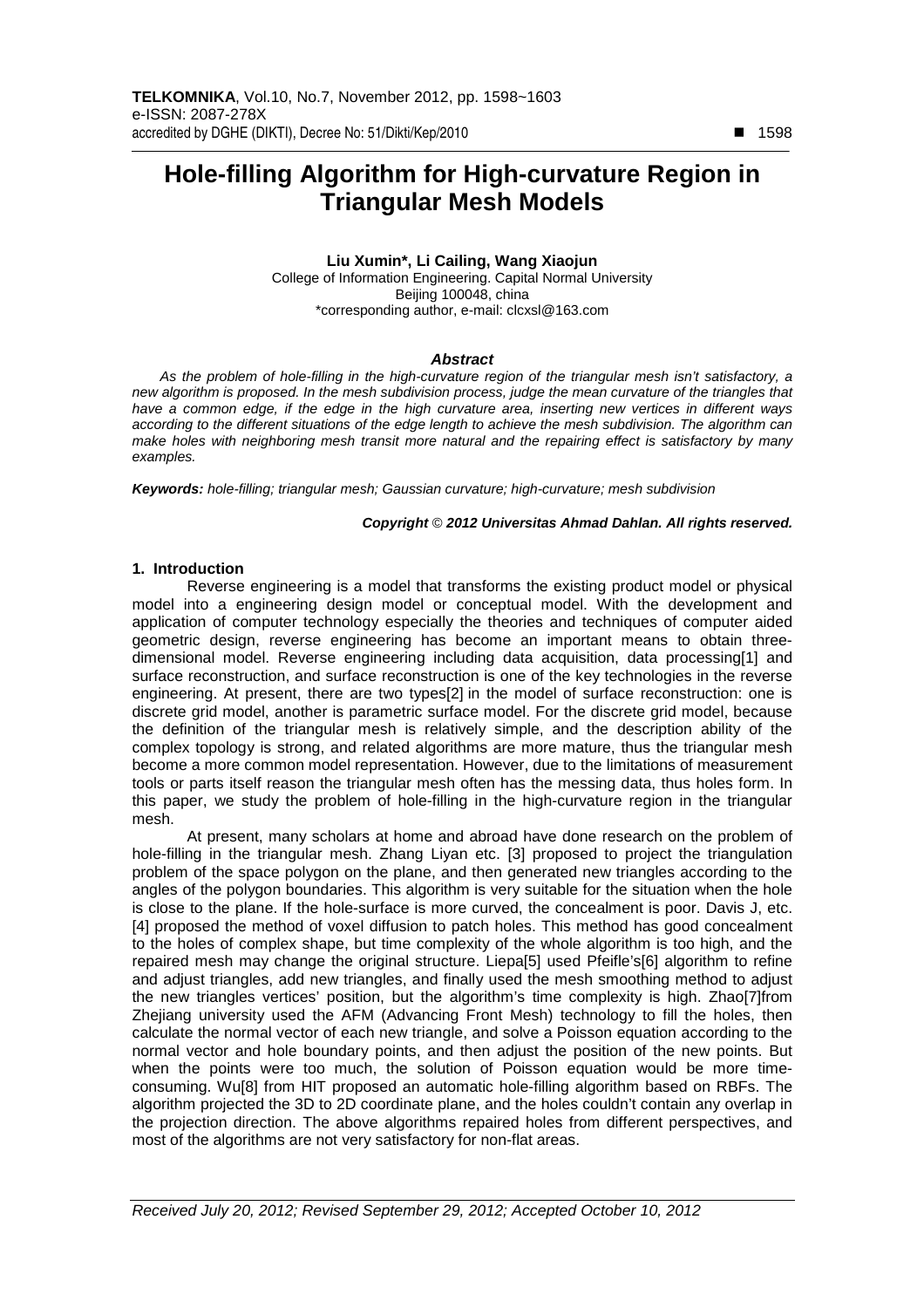# Hole-filling Algorithm for High-curvature Region in Triangular Mesh Models

**Liu Xumin\*, Li Cailing, Wang Xiaojun**
College of Information Engineering. Capital Normal University
Beijing 100048, china
\*corresponding author, e-mail: clcxsl@163.com

### *Abstract*

*As the problem of hole-filling in the high-curvature region of the triangular mesh isn't satisfactory, a new algorithm is proposed. In the mesh subdivision process, judge the mean curvature of the triangles that have a common edge, if the edge in the high curvature area, inserting new vertices in different ways according to the different situations of the edge length to achieve the mesh subdivision. The algorithm can make holes with neighboring mesh transit more natural and the repairing effect is satisfactory by many examples.*

***Keywords:*** *hole-filling; triangular mesh; Gaussian curvature; high-curvature; mesh subdivision*

***Copyright © 2012 Universitas Ahmad Dahlan. All rights reserved.***

## 1. Introduction

Reverse engineering is a model that transforms the existing product model or physical model into a engineering design model or conceptual model. With the development and application of computer technology especially the theories and techniques of computer aided geometric design, reverse engineering has become an important means to obtain three-dimensional model. Reverse engineering including data acquisition, data processing[1] and surface reconstruction, and surface reconstruction is one of the key technologies in the reverse engineering. At present, there are two types[2] in the model of surface reconstruction: one is discrete grid model, another is parametric surface model. For the discrete grid model, because the definition of the triangular mesh is relatively simple, and the description ability of the complex topology is strong, and related algorithms are more mature, thus the triangular mesh become a more common model representation. However, due to the limitations of measurement tools or parts itself reason the triangular mesh often has the messing data, thus holes form. In this paper, we study the problem of hole-filling in the high-curvature region in the triangular mesh.

At present, many scholars at home and abroad have done research on the problem of hole-filling in the triangular mesh. Zhang Liyan etc. [3] proposed to project the triangulation problem of the space polygon on the plane, and then generated new triangles according to the angles of the polygon boundaries. This algorithm is very suitable for the situation when the hole is close to the plane. If the hole-surface is more curved, the concealment is poor. Davis J, etc. [4] proposed the method of voxel diffusion to patch holes. This method has good concealment to the holes of complex shape, but time complexity of the whole algorithm is too high, and the repaired mesh may change the original structure. Liepa[5] used Pfeifle's[6] algorithm to refine and adjust triangles, add new triangles, and finally used the mesh smoothing method to adjust the new triangles vertices' position, but the algorithm's time complexity is high. Zhao[7]from Zhejiang university used the AFM (Advancing Front Mesh) technology to fill the holes, then calculate the normal vector of each new triangle, and solve a Poisson equation according to the normal vector and hole boundary points, and then adjust the position of the new points. But when the points were too much, the solution of Poisson equation would be more time-consuming. Wu[8] from HIT proposed an automatic hole-filling algorithm based on RBFs. The algorithm projected the 3D to 2D coordinate plane, and the holes couldn't contain any overlap in the projection direction. The above algorithms repaired holes from different perspectives, and most of the algorithms are not very satisfactory for non-flat areas.

*Received July 20, 2012; Revised September 29, 2012; Accepted October 10, 2012*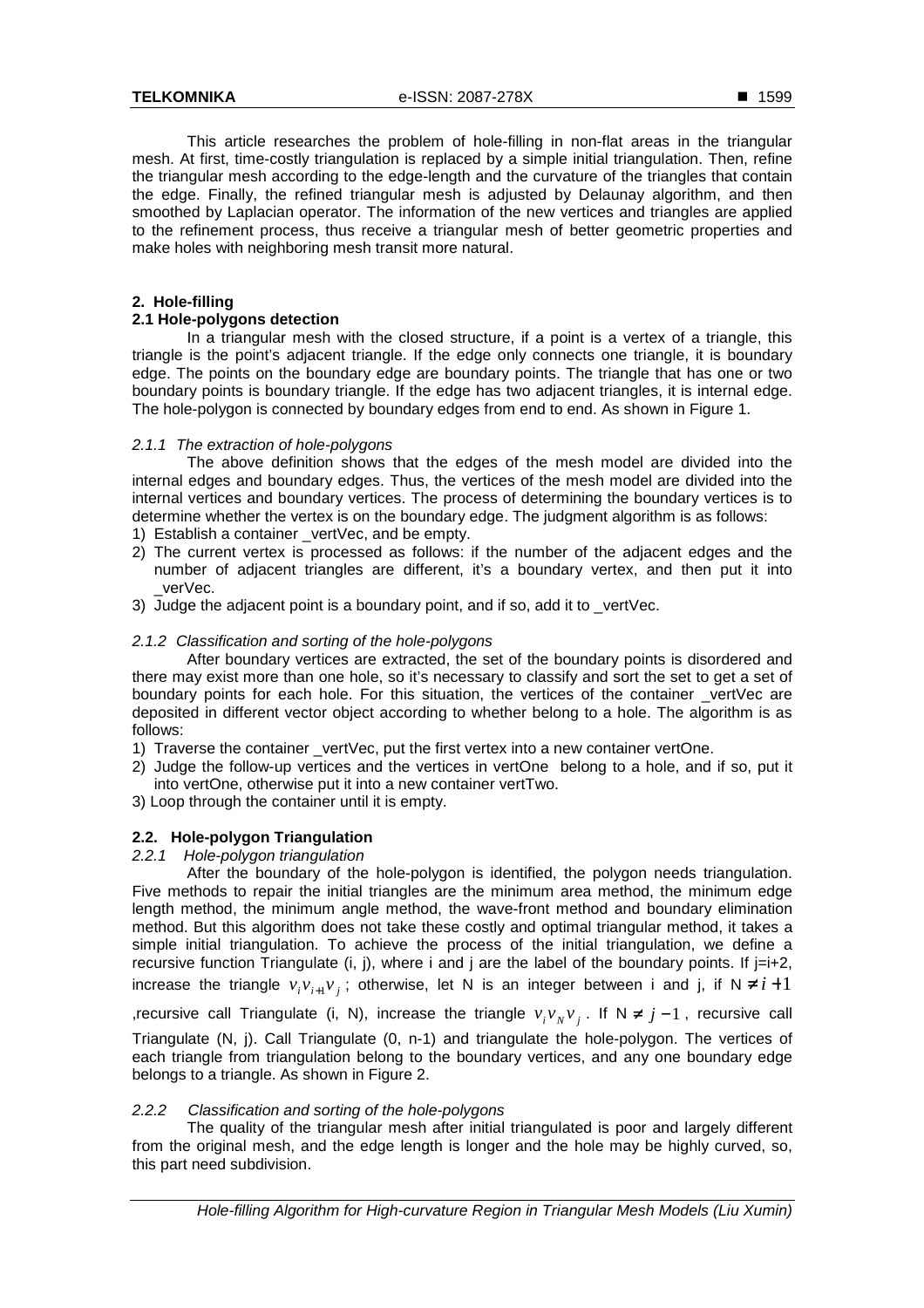This article researches the problem of hole-filling in non-flat areas in the triangular mesh. At first, time-costly triangulation is replaced by a simple initial triangulation. Then, refine the triangular mesh according to the edge-length and the curvature of the triangles that contain the edge. Finally, the refined triangular mesh is adjusted by Delaunay algorithm, and then smoothed by Laplacian operator. The information of the new vertices and triangles are applied to the refinement process, thus receive a triangular mesh of better geometric properties and make holes with neighboring mesh transit more natural.

## 2. Hole-filling

### 2.1 Hole-polygons detection

In a triangular mesh with the closed structure, if a point is a vertex of a triangle, this triangle is the point's adjacent triangle. If the edge only connects one triangle, it is boundary edge. The points on the boundary edge are boundary points. The triangle that has one or two boundary points is boundary triangle. If the edge has two adjacent triangles, it is internal edge. The hole-polygon is connected by boundary edges from end to end. As shown in Figure 1.

#### *2.1.1 The extraction of hole-polygons*

The above definition shows that the edges of the mesh model are divided into the internal edges and boundary edges. Thus, the vertices of the mesh model are divided into the internal vertices and boundary vertices. The process of determining the boundary vertices is to determine whether the vertex is on the boundary edge. The judgment algorithm is as follows:

1) Establish a container _vertVec, and be empty.
2) The current vertex is processed as follows: if the number of the adjacent edges and the number of adjacent triangles are different, it's a boundary vertex, and then put it into _verVec.
3) Judge the adjacent point is a boundary point, and if so, add it to _vertVec.

#### *2.1.2 Classification and sorting of the hole-polygons*

After boundary vertices are extracted, the set of the boundary points is disordered and there may exist more than one hole, so it's necessary to classify and sort the set to get a set of boundary points for each hole. For this situation, the vertices of the container _vertVec are deposited in different vector object according to whether belong to a hole. The algorithm is as follows:

1) Traverse the container _vertVec, put the first vertex into a new container vertOne.
2) Judge the follow-up vertices and the vertices in vertOne belong to a hole, and if so, put it into vertOne, otherwise put it into a new container vertTwo.
3) Loop through the container until it is empty.

### 2.2. Hole-polygon Triangulation

#### *2.2.1 Hole-polygon triangulation*

After the boundary of the hole-polygon is identified, the polygon needs triangulation. Five methods to repair the initial triangles are the minimum area method, the minimum edge length method, the minimum angle method, the wave-front method and boundary elimination method. But this algorithm does not take these costly and optimal triangular method, it takes a simple initial triangulation. To achieve the process of the initial triangulation, we define a recursive function Triangulate (i, j), where i and j are the label of the boundary points. If j=i+2, increase the triangle $v_i v_{i+1} v_j$; otherwise, let N is an integer between i and j, if $N \neq i+1$ ,recursive call Triangulate (i, N), increase the triangle $v_i v_N v_j$. If $N \neq j-1$, recursive call Triangulate (N, j). Call Triangulate (0, n-1) and triangulate the hole-polygon. The vertices of each triangle from triangulation belong to the boundary vertices, and any one boundary edge belongs to a triangle. As shown in Figure 2.

#### *2.2.2 Classification and sorting of the hole-polygons*

The quality of the triangular mesh after initial triangulated is poor and largely different from the original mesh, and the edge length is longer and the hole may be highly curved, so, this part need subdivision.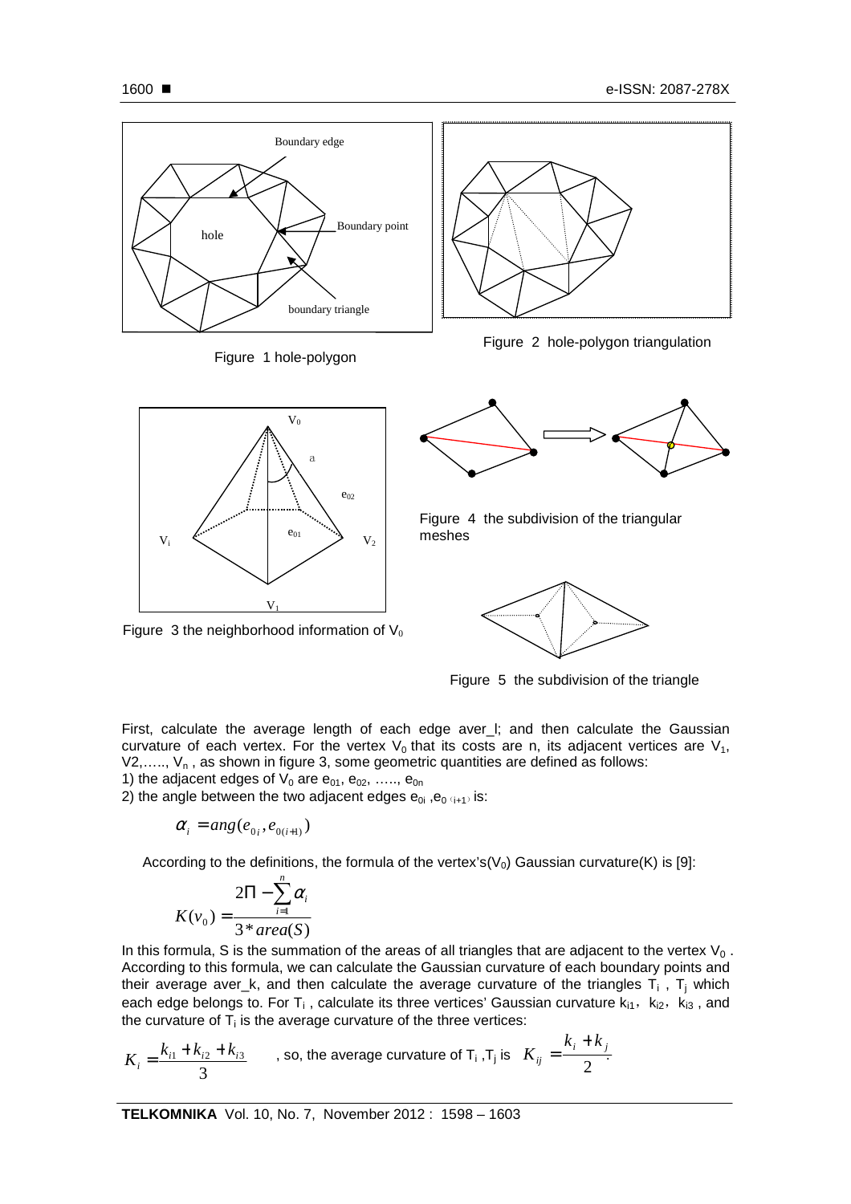Figure 1 hole-polygon

Figure 2 hole-polygon triangulation

Figure 3 the neighborhood information of $V_0$

Figure 4 the subdivision of the triangular meshes

Figure 5 the subdivision of the triangle

First, calculate the average length of each edge aver_l; and then calculate the Gaussian curvature of each vertex. For the vertex $V_0$ that its costs are n, its adjacent vertices are $V_1$, V2,….., $V_n$ , as shown in figure 3, some geometric quantities are defined as follows:

1) the adjacent edges of $V_0$ are $e_{01}$, $e_{02}$, ….., $e_{0n}$

2) the angle between the two adjacent edges $e_{0i}$ ,$e_{0(i+1)}$ is:

$$\alpha_i = ang(e_{0i}, e_{0(i+1)})$$

According to the definitions, the formula of the vertex's($V_0$) Gaussian curvature(K) is [9]:

$$K(v_0) = \frac{2\Pi - \sum_{i=1}^{n} \alpha_i}{3 * area(S)}$$

In this formula, S is the summation of the areas of all triangles that are adjacent to the vertex $V_0$ . According to this formula, we can calculate the Gaussian curvature of each boundary points and their average aver_k, and then calculate the average curvature of the triangles $T_i$ , $T_j$ which each edge belongs to. For $T_i$ , calculate its three vertices' Gaussian curvature $k_{i1}$, $k_{i2}$, $k_{i3}$ , and the curvature of $T_i$ is the average curvature of the three vertices:

$K_i = \frac{k_{i1} + k_{i2} + k_{i3}}{3}$ , so, the average curvature of $T_i$ ,$T_j$ is $K_{ij} = \frac{k_i + k_j}{2}$.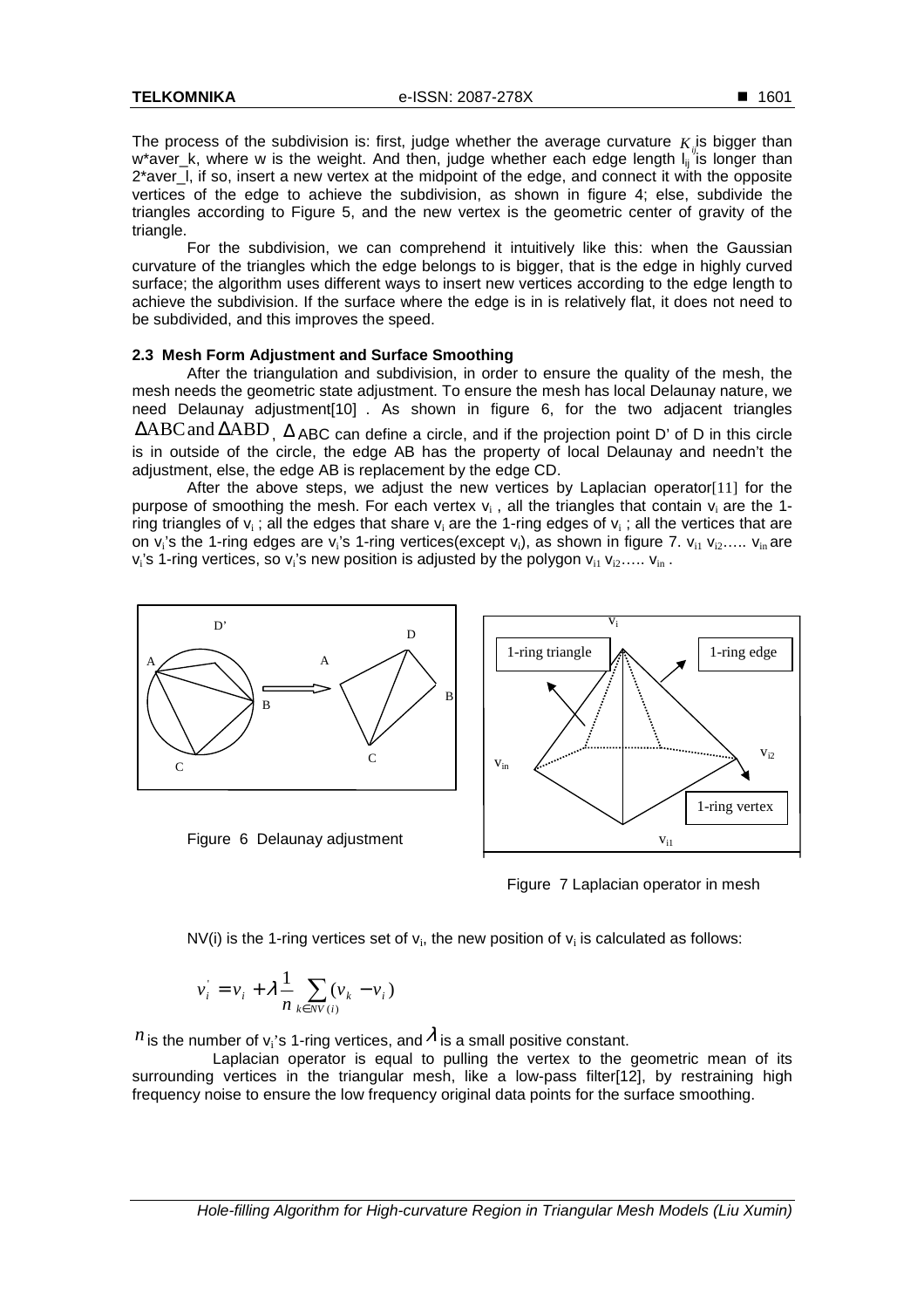The process of the subdivision is: first, judge whether the average curvature $K_{ij}$ is bigger than w*aver_k, where w is the weight. And then, judge whether each edge length $l_{ij}$ is longer than 2*aver_l, if so, insert a new vertex at the midpoint of the edge, and connect it with the opposite vertices of the edge to achieve the subdivision, as shown in figure 4; else, subdivide the triangles according to Figure 5, and the new vertex is the geometric center of gravity of the triangle.

For the subdivision, we can comprehend it intuitively like this: when the Gaussian curvature of the triangles which the edge belongs to is bigger, that is the edge in highly curved surface; the algorithm uses different ways to insert new vertices according to the edge length to achieve the subdivision. If the surface where the edge is in is relatively flat, it does not need to be subdivided, and this improves the speed.

### 2.3 Mesh Form Adjustment and Surface Smoothing

After the triangulation and subdivision, in order to ensure the quality of the mesh, the mesh needs the geometric state adjustment. To ensure the mesh has local Delaunay nature, we need Delaunay adjustment[10] . As shown in figure 6, for the two adjacent triangles $\Delta ABC$ and $\Delta ABD$, $\Delta$ ABC can define a circle, and if the projection point D' of D in this circle is in outside of the circle, the edge AB has the property of local Delaunay and needn't the adjustment, else, the edge AB is replacement by the edge CD.

After the above steps, we adjust the new vertices by Laplacian operator[11] for the purpose of smoothing the mesh. For each vertex $v_i$ , all the triangles that contain $v_i$ are the 1-ring triangles of $v_i$ ; all the edges that share $v_i$ are the 1-ring edges of $v_i$ ; all the vertices that are on $v_i$'s the 1-ring edges are $v_i$'s 1-ring vertices(except $v_i$), as shown in figure 7. $v_{i1}$ $v_{i2}$….. $v_{in}$ are $v_i$'s 1-ring vertices, so $v_i$'s new position is adjusted by the polygon $v_{i1}$ $v_{i2}$….. $v_{in}$ .

Figure 6 Delaunay adjustment

Figure 7 Laplacian operator in mesh

NV(i) is the 1-ring vertices set of $v_i$, the new position of $v_i$ is calculated as follows:

$$v_i^{'} = v_i + \lambda \frac{1}{n} \sum_{k \in NV(i)} (v_k - v_i)$$

$n$ is the number of $v_i$'s 1-ring vertices, and $\lambda$ is a small positive constant.

Laplacian operator is equal to pulling the vertex to the geometric mean of its surrounding vertices in the triangular mesh, like a low-pass filter[12], by restraining high frequency noise to ensure the low frequency original data points for the surface smoothing.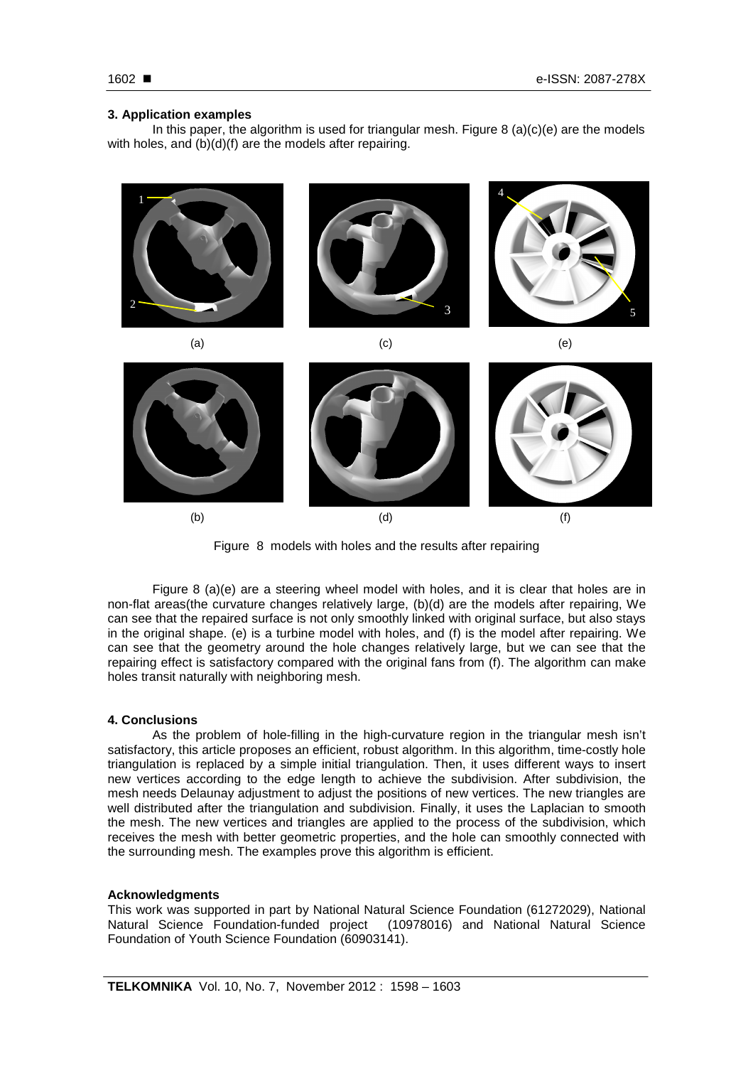## 3. Application examples

In this paper, the algorithm is used for triangular mesh. Figure 8 (a)(c)(e) are the models with holes, and (b)(d)(f) are the models after repairing.

Figure 8 models with holes and the results after repairing

Figure 8 (a)(e) are a steering wheel model with holes, and it is clear that holes are in non-flat areas(the curvature changes relatively large, (b)(d) are the models after repairing, We can see that the repaired surface is not only smoothly linked with original surface, but also stays in the original shape. (e) is a turbine model with holes, and (f) is the model after repairing. We can see that the geometry around the hole changes relatively large, but we can see that the repairing effect is satisfactory compared with the original fans from (f). The algorithm can make holes transit naturally with neighboring mesh.

## 4. Conclusions

As the problem of hole-filling in the high-curvature region in the triangular mesh isn't satisfactory, this article proposes an efficient, robust algorithm. In this algorithm, time-costly hole triangulation is replaced by a simple initial triangulation. Then, it uses different ways to insert new vertices according to the edge length to achieve the subdivision. After subdivision, the mesh needs Delaunay adjustment to adjust the positions of new vertices. The new triangles are well distributed after the triangulation and subdivision. Finally, it uses the Laplacian to smooth the mesh. The new vertices and triangles are applied to the process of the subdivision, which receives the mesh with better geometric properties, and the hole can smoothly connected with the surrounding mesh. The examples prove this algorithm is efficient.

## Acknowledgments

This work was supported in part by National Natural Science Foundation (61272029), National Natural Science Foundation-funded project (10978016) and National Natural Science Foundation of Youth Science Foundation (60903141).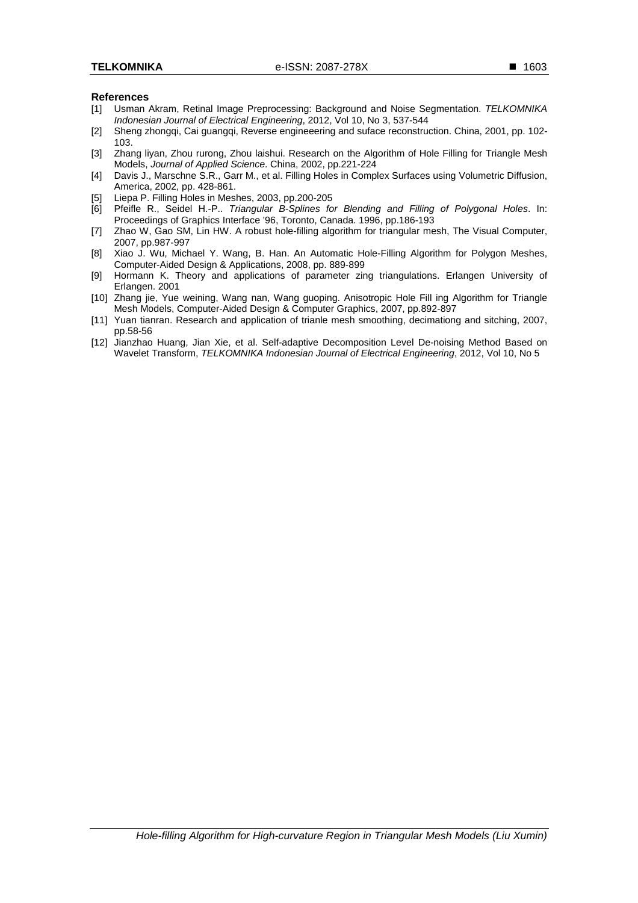## References

[1] Usman Akram, Retinal Image Preprocessing: Background and Noise Segmentation. *TELKOMNIKA Indonesian Journal of Electrical Engineering*, 2012, Vol 10, No 3, 537-544

[2] Sheng zhongqi, Cai guangqi, Reverse engineeering and suface reconstruction. China, 2001, pp. 102-103.

[3] Zhang liyan, Zhou rurong, Zhou laishui. Research on the Algorithm of Hole Filling for Triangle Mesh Models, *Journal of Applied Science*. China, 2002, pp.221-224

[4] Davis J., Marschne S.R., Garr M., et al. Filling Holes in Complex Surfaces using Volumetric Diffusion, America, 2002, pp. 428-861.

[5] Liepa P. Filling Holes in Meshes, 2003, pp.200-205

[6] Pfeifle R., Seidel H.-P.. *Triangular B-Splines for Blending and Filling of Polygonal Holes*. In: Proceedings of Graphics Interface '96, Toronto, Canada. 1996, pp.186-193

[7] Zhao W, Gao SM, Lin HW. A robust hole-filling algorithm for triangular mesh, The Visual Computer, 2007, pp.987-997

[8] Xiao J. Wu, Michael Y. Wang, B. Han. An Automatic Hole-Filling Algorithm for Polygon Meshes, Computer-Aided Design & Applications, 2008, pp. 889-899

[9] Hormann K. Theory and applications of parameter zing triangulations. Erlangen University of Erlangen. 2001

[10] Zhang jie, Yue weining, Wang nan, Wang guoping. Anisotropic Hole Fill ing Algorithm for Triangle Mesh Models, Computer-Aided Design & Computer Graphics, 2007, pp.892-897

[11] Yuan tianran. Research and application of trianle mesh smoothing, decimationg and sitching, 2007, pp.58-56

[12] Jianzhao Huang, Jian Xie, et al. Self-adaptive Decomposition Level De-noising Method Based on Wavelet Transform, *TELKOMNIKA Indonesian Journal of Electrical Engineering*, 2012, Vol 10, No 5